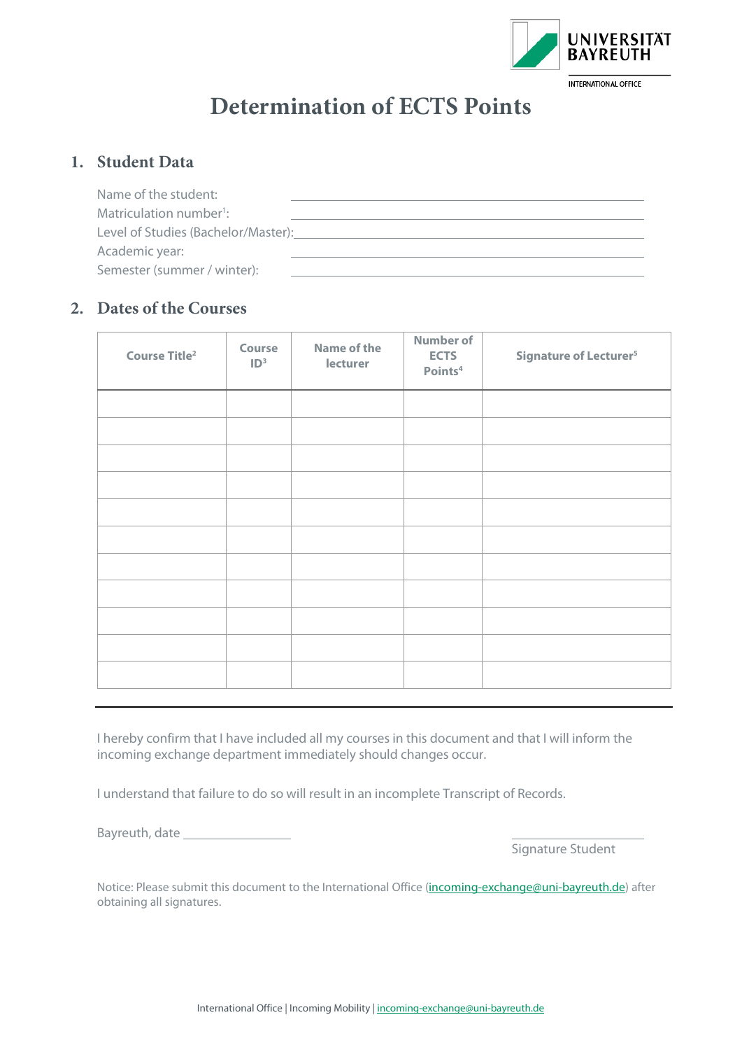UNIVERSITÄT BAYREUTH

INTERNATIONAL OFFICE

# Determination of ECTS Points

## 1. Student Data

Name of the student: \_\_\_\_\_\_\_\_\_\_\_\_\_\_\_\_\_\_\_\_\_\_\_\_\_\_\_\_

Matriculation number[1]: \_\_\_\_\_\_\_\_\_\_\_\_\_\_\_\_\_\_\_\_\_\_\_\_\_\_\_\_

Level of Studies (Bachelor/Master): \_\_\_\_\_\_\_\_\_\_\_\_\_\_\_\_\_\_\_\_\_\_\_\_\_\_\_\_

Academic year: \_\_\_\_\_\_\_\_\_\_\_\_\_\_\_\_\_\_\_\_\_\_\_\_\_\_\_\_

Semester (summer / winter): \_\_\_\_\_\_\_\_\_\_\_\_\_\_\_\_\_\_\_\_\_\_\_\_\_\_\_\_

## 2. Dates of the Courses

| Course Title[2] | Course ID[3] | Name of the lecturer | Number of ECTS Points[4] | Signature of Lecturer[5] |
|---|---|---|---|---|
| | | | | |
| | | | | |
| | | | | |
| | | | | |
| | | | | |
| | | | | |
| | | | | |
| | | | | |
| | | | | |
| | | | | |
| | | | | |

---

I hereby confirm that I have included all my courses in this document and that I will inform the incoming exchange department immediately should changes occur.

I understand that failure to do so will result in an incomplete Transcript of Records.

Bayreuth, date \_\_\_\_\_\_\_\_\_\_\_\_\_\_\_\_

\_\_\_\_\_\_\_\_\_\_\_\_\_\_\_\_\_\_\_\_\_\_\_\_

Signature Student

Notice: Please submit this document to the International Office (incoming-exchange@uni-bayreuth.de) after obtaining all signatures.

International Office | Incoming Mobility | incoming-exchange@uni-bayreuth.de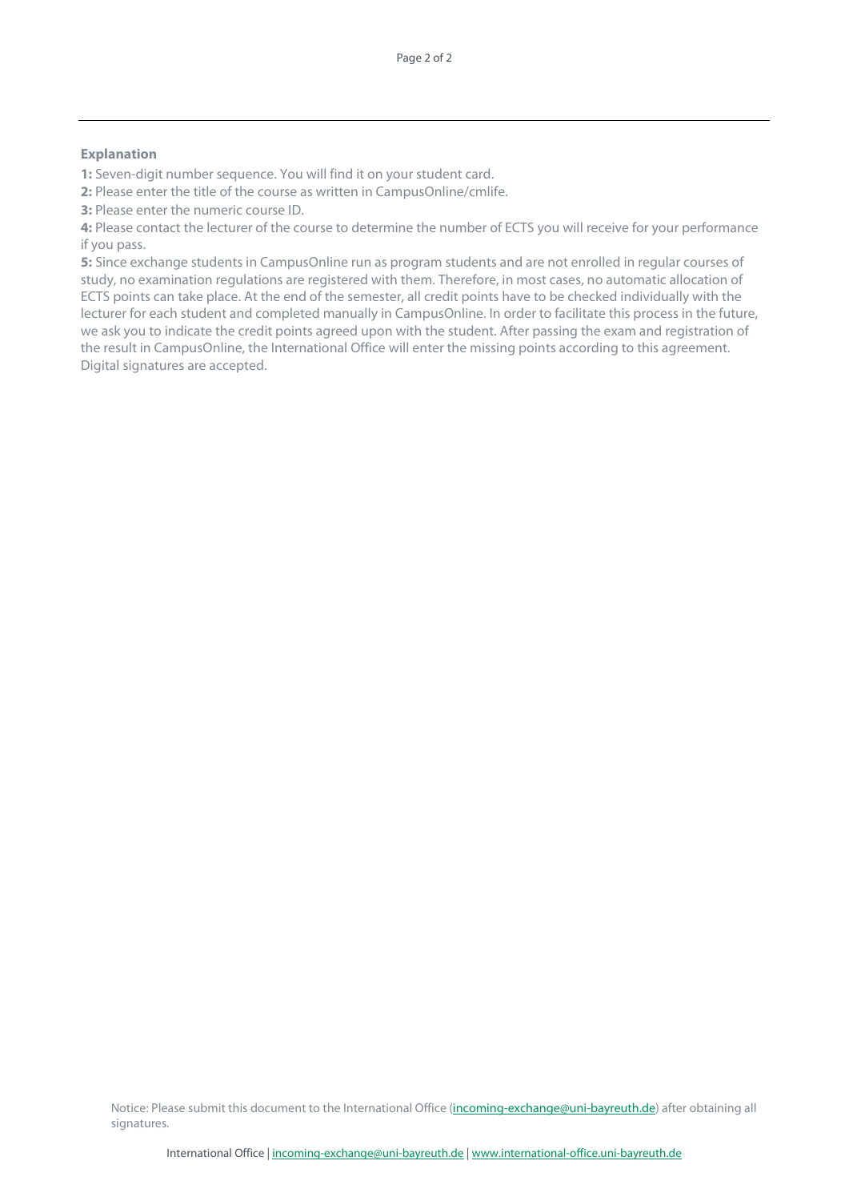**Explanation**

**1:** Seven-digit number sequence. You will find it on your student card.

**2:** Please enter the title of the course as written in CampusOnline/cmlife.

**3:** Please enter the numeric course ID.

**4:** Please contact the lecturer of the course to determine the number of ECTS you will receive for your performance if you pass.

**5:** Since exchange students in CampusOnline run as program students and are not enrolled in regular courses of study, no examination regulations are registered with them. Therefore, in most cases, no automatic allocation of ECTS points can take place. At the end of the semester, all credit points have to be checked individually with the lecturer for each student and completed manually in CampusOnline. In order to facilitate this process in the future, we ask you to indicate the credit points agreed upon with the student. After passing the exam and registration of the result in CampusOnline, the International Office will enter the missing points according to this agreement. Digital signatures are accepted.

Notice: Please submit this document to the International Office (incoming-exchange@uni-bayreuth.de) after obtaining all signatures.

International Office | incoming-exchange@uni-bayreuth.de | www.international-office.uni-bayreuth.de